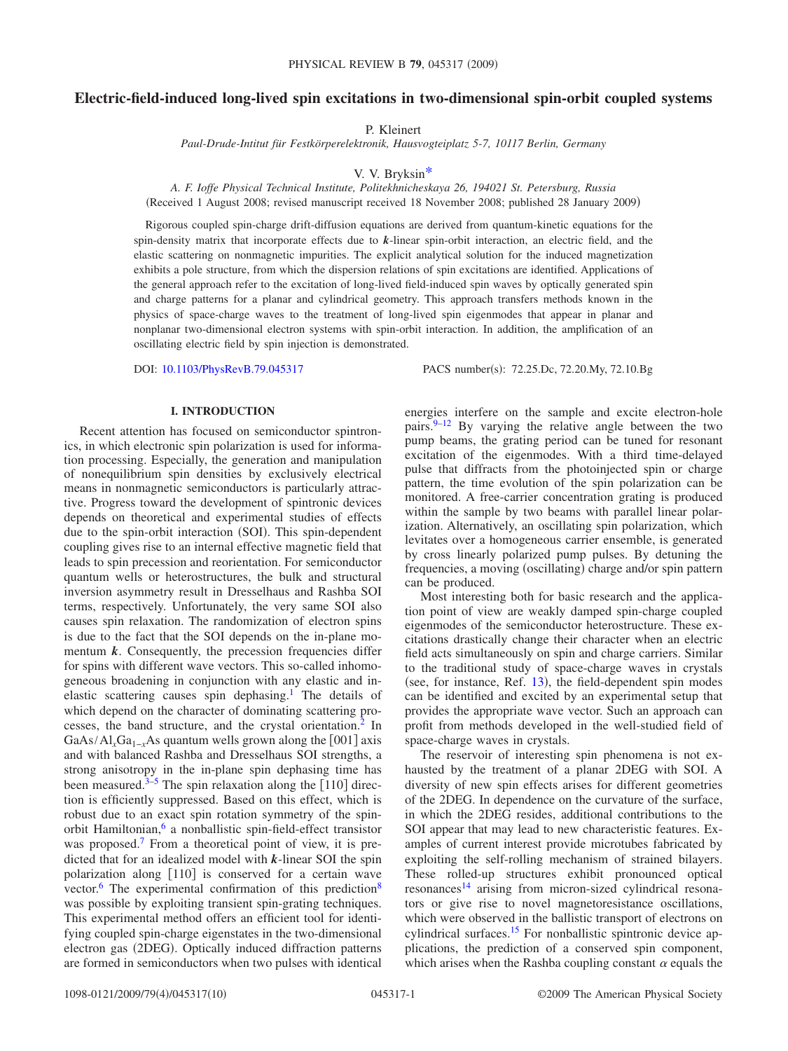# Electric-field-induced long-lived spin excitations in two-dimensional spin-orbit coupled systems

P. Kleinert

*Paul-Drude-Intitut für Festkörperelektronik, Hausvogteiplatz 5-7, 10117 Berlin, Germany*

V. V. Bryksin[*]

*A. F. Ioffe Physical Technical Institute, Politekhnicheskaya 26, 194021 St. Petersburg, Russia*

(Received 1 August 2008; revised manuscript received 18 November 2008; published 28 January 2009)

Rigorous coupled spin-charge drift-diffusion equations are derived from quantum-kinetic equations for the spin-density matrix that incorporate effects due to $\boldsymbol{k}$-linear spin-orbit interaction, an electric field, and the elastic scattering on nonmagnetic impurities. The explicit analytical solution for the induced magnetization exhibits a pole structure, from which the dispersion relations of spin excitations are identified. Applications of the general approach refer to the excitation of long-lived field-induced spin waves by optically generated spin and charge patterns for a planar and cylindrical geometry. This approach transfers methods known in the physics of space-charge waves to the treatment of long-lived spin eigenmodes that appear in planar and nonplanar two-dimensional electron systems with spin-orbit interaction. In addition, the amplification of an oscillating electric field by spin injection is demonstrated.

DOI: 10.1103/PhysRevB.79.045317 PACS number(s): 72.25.Dc, 72.20.My, 72.10.Bg

## I. INTRODUCTION

Recent attention has focused on semiconductor spintronics, in which electronic spin polarization is used for information processing. Especially, the generation and manipulation of nonequilibrium spin densities by exclusively electrical means in nonmagnetic semiconductors is particularly attractive. Progress toward the development of spintronic devices depends on theoretical and experimental studies of effects due to the spin-orbit interaction (SOI). This spin-dependent coupling gives rise to an internal effective magnetic field that leads to spin precession and reorientation. For semiconductor quantum wells or heterostructures, the bulk and structural inversion asymmetry result in Dresselhaus and Rashba SOI terms, respectively. Unfortunately, the very same SOI also causes spin relaxation. The randomization of electron spins is due to the fact that the SOI depends on the in-plane momentum $\boldsymbol{k}$. Consequently, the precession frequencies differ for spins with different wave vectors. This so-called inhomogeneous broadening in conjunction with any elastic and inelastic scattering causes spin dephasing.[1] The details of which depend on the character of dominating scattering processes, the band structure, and the crystal orientation.[2] In $GaAs/Al_xGa_{1-x}As$ quantum wells grown along the [001] axis and with balanced Rashba and Dresselhaus SOI strengths, a strong anisotropy in the in-plane spin dephasing time has been measured.[3–5] The spin relaxation along the [110] direction is efficiently suppressed. Based on this effect, which is robust due to an exact spin rotation symmetry of the spin-orbit Hamiltonian,[6] a nonballistic spin-field-effect transistor was proposed.[7] From a theoretical point of view, it is predicted that for an idealized model with $\boldsymbol{k}$-linear SOI the spin polarization along [110] is conserved for a certain wave vector.[6] The experimental confirmation of this prediction[8] was possible by exploiting transient spin-grating techniques. This experimental method offers an efficient tool for identifying coupled spin-charge eigenstates in the two-dimensional electron gas (2DEG). Optically induced diffraction patterns are formed in semiconductors when two pulses with identical energies interfere on the sample and excite electron-hole pairs.[9–12] By varying the relative angle between the two pump beams, the grating period can be tuned for resonant excitation of the eigenmodes. With a third time-delayed pulse that diffracts from the photoinjected spin or charge pattern, the time evolution of the spin polarization can be monitored. A free-carrier concentration grating is produced within the sample by two beams with parallel linear polarization. Alternatively, an oscillating spin polarization, which levitates over a homogeneous carrier ensemble, is generated by cross linearly polarized pump pulses. By detuning the frequencies, a moving (oscillating) charge and/or spin pattern can be produced.

Most interesting both for basic research and the application point of view are weakly damped spin-charge coupled eigenmodes of the semiconductor heterostructure. These excitations drastically change their character when an electric field acts simultaneously on spin and charge carriers. Similar to the traditional study of space-charge waves in crystals (see, for instance, Ref. 13), the field-dependent spin modes can be identified and excited by an experimental setup that provides the appropriate wave vector. Such an approach can profit from methods developed in the well-studied field of space-charge waves in crystals.

The reservoir of interesting spin phenomena is not exhausted by the treatment of a planar 2DEG with SOI. A diversity of new spin effects arises for different geometries of the 2DEG. In dependence on the curvature of the surface, in which the 2DEG resides, additional contributions to the SOI appear that may lead to new characteristic features. Examples of current interest provide microtubes fabricated by exploiting the self-rolling mechanism of strained bilayers. These rolled-up structures exhibit pronounced optical resonances[14] arising from micron-sized cylindrical resonators or give rise to novel magnetoresistance oscillations, which were observed in the ballistic transport of electrons on cylindrical surfaces.[15] For nonballistic spintronic device applications, the prediction of a conserved spin component, which arises when the Rashba coupling constant $\alpha$ equals the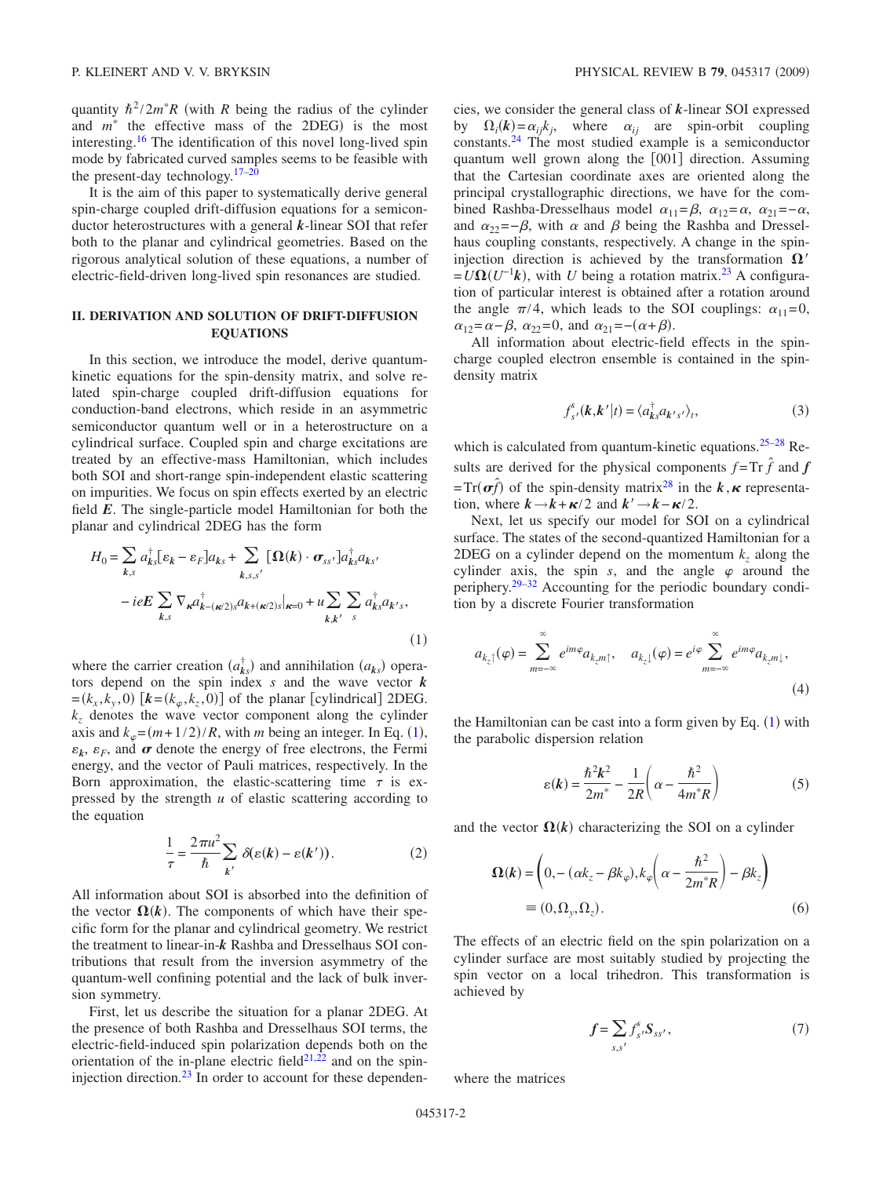quantity $\hbar^2/2m^*R$ (with $R$ being the radius of the cylinder and $m^*$ the effective mass of the 2DEG) is the most interesting.[16] The identification of this novel long-lived spin mode by fabricated curved samples seems to be feasible with the present-day technology.[17–20]

It is the aim of this paper to systematically derive general spin-charge coupled drift-diffusion equations for a semiconductor heterostructures with a general $\boldsymbol{k}$-linear SOI that refer both to the planar and cylindrical geometries. Based on the rigorous analytical solution of these equations, a number of electric-field-driven long-lived spin resonances are studied.

## II. DERIVATION AND SOLUTION OF DRIFT-DIFFUSION EQUATIONS

In this section, we introduce the model, derive quantum-kinetic equations for the spin-density matrix, and solve related spin-charge coupled drift-diffusion equations for conduction-band electrons, which reside in an asymmetric semiconductor quantum well or in a heterostructure on a cylindrical surface. Coupled spin and charge excitations are treated by an effective-mass Hamiltonian, which includes both SOI and short-range spin-independent elastic scattering on impurities. We focus on spin effects exerted by an electric field $\boldsymbol{E}$. The single-particle model Hamiltonian for both the planar and cylindrical 2DEG has the form

$$H_0 = \sum_{\boldsymbol{k},s} a^\dagger_{\boldsymbol{k}s}[\varepsilon_{\boldsymbol{k}} - \varepsilon_F]a_{\boldsymbol{k}s} + \sum_{\boldsymbol{k},s,s'} [\boldsymbol{\Omega}(\boldsymbol{k}) \cdot \boldsymbol{\sigma}_{ss'}]a^\dagger_{\boldsymbol{k}s}a_{\boldsymbol{k}s'} - ie\boldsymbol{E}\sum_{\boldsymbol{k},s} \nabla_{\boldsymbol{\kappa}} a^\dagger_{\boldsymbol{k}-(\boldsymbol{\kappa}/2)s}a_{\boldsymbol{k}+(\boldsymbol{\kappa}/2)s}|_{\boldsymbol{\kappa}=0} + u\sum_{\boldsymbol{k},\boldsymbol{k}'}\sum_s a^\dagger_{\boldsymbol{k}s}a_{\boldsymbol{k}'s}, \tag{1}$$

where the carrier creation ($a^\dagger_{\boldsymbol{k}s}$) and annihilation ($a_{\boldsymbol{k}s}$) operators depend on the spin index $s$ and the wave vector $\boldsymbol{k}=(k_x,k_y,0)$ [$\boldsymbol{k}=(k_\varphi,k_z,0)$] of the planar [cylindrical] 2DEG. $k_z$ denotes the wave vector component along the cylinder axis and $k_\varphi=(m+1/2)/R$, with $m$ being an integer. In Eq. (1), $\varepsilon_{\boldsymbol{k}}$, $\varepsilon_F$, and $\boldsymbol{\sigma}$ denote the energy of free electrons, the Fermi energy, and the vector of Pauli matrices, respectively. In the Born approximation, the elastic-scattering time $\tau$ is expressed by the strength $u$ of elastic scattering according to the equation

$$\frac{1}{\tau} = \frac{2\pi u^2}{\hbar}\sum_{\boldsymbol{k}'} \delta(\varepsilon(\boldsymbol{k}) - \varepsilon(\boldsymbol{k}')). \tag{2}$$

All information about SOI is absorbed into the definition of the vector $\boldsymbol{\Omega}(\boldsymbol{k})$. The components of which have their specific form for the planar and cylindrical geometry. We restrict the treatment to linear-in-$\boldsymbol{k}$ Rashba and Dresselhaus SOI contributions that result from the inversion asymmetry of the quantum-well confining potential and the lack of bulk inversion symmetry.

First, let us describe the situation for a planar 2DEG. At the presence of both Rashba and Dresselhaus SOI terms, the electric-field-induced spin polarization depends both on the orientation of the in-plane electric field[21,22] and on the spin-injection direction.[23] In order to account for these dependencies, we consider the general class of $\boldsymbol{k}$-linear SOI expressed by $\Omega_i(\boldsymbol{k})=\alpha_{ij}k_j$, where $\alpha_{ij}$ are spin-orbit coupling constants.[24] The most studied example is a semiconductor quantum well grown along the [001] direction. Assuming that the Cartesian coordinate axes are oriented along the principal crystallographic directions, we have for the combined Rashba-Dresselhaus model $\alpha_{11}=\beta$, $\alpha_{12}=\alpha$, $\alpha_{21}=-\alpha$, and $\alpha_{22}=-\beta$, with $\alpha$ and $\beta$ being the Rashba and Dresselhaus coupling constants, respectively. A change in the spin-injection direction is achieved by the transformation $\boldsymbol{\Omega}'=U\boldsymbol{\Omega}(U^{-1}\boldsymbol{k})$, with $U$ being a rotation matrix.[23] A configuration of particular interest is obtained after a rotation around the angle $\pi/4$, which leads to the SOI couplings: $\alpha_{11}=0$, $\alpha_{12}=\alpha-\beta$, $\alpha_{22}=0$, and $\alpha_{21}=-(\alpha+\beta)$.

All information about electric-field effects in the spin-charge coupled electron ensemble is contained in the spin-density matrix

$$f^s_{s'}(\boldsymbol{k},\boldsymbol{k}'|t) = \langle a^\dagger_{\boldsymbol{k}s}a_{\boldsymbol{k}'s'}\rangle_t, \tag{3}$$

which is calculated from quantum-kinetic equations.[25–28] Results are derived for the physical components $f=\mathrm{Tr}\,\hat{f}$ and $\boldsymbol{f}=\mathrm{Tr}(\boldsymbol{\sigma}\hat{f})$ of the spin-density matrix[28] in the $\boldsymbol{k},\boldsymbol{\kappa}$ representation, where $\boldsymbol{k}\to\boldsymbol{k}+\boldsymbol{\kappa}/2$ and $\boldsymbol{k}'\to\boldsymbol{k}-\boldsymbol{\kappa}/2$.

Next, let us specify our model for SOI on a cylindrical surface. The states of the second-quantized Hamiltonian for a 2DEG on a cylinder depend on the momentum $k_z$ along the cylinder axis, the spin $s$, and the angle $\varphi$ around the periphery.[29–32] Accounting for the periodic boundary condition by a discrete Fourier transformation

$$a_{k_z\uparrow}(\varphi) = \sum_{m=-\infty}^{\infty} e^{im\varphi}a_{k_zm\uparrow}, \quad a_{k_z\downarrow}(\varphi) = e^{i\varphi}\sum_{m=-\infty}^{\infty} e^{im\varphi}a_{k_zm\downarrow}, \tag{4}$$

the Hamiltonian can be cast into a form given by Eq. (1) with the parabolic dispersion relation

$$\varepsilon(\boldsymbol{k}) = \frac{\hbar^2\boldsymbol{k}^2}{2m^*} - \frac{1}{2R}\left(\alpha - \frac{\hbar^2}{4m^*R}\right) \tag{5}$$

and the vector $\boldsymbol{\Omega}(\boldsymbol{k})$ characterizing the SOI on a cylinder

$$\boldsymbol{\Omega}(\boldsymbol{k}) = \left(0, -(\alpha k_z - \beta k_\varphi), k_\varphi\left(\alpha - \frac{\hbar^2}{2m^*R}\right) - \beta k_z\right) \equiv (0,\Omega_y,\Omega_z). \tag{6}$$

The effects of an electric field on the spin polarization on a cylinder surface are most suitably studied by projecting the spin vector on a local trihedron. This transformation is achieved by

$$\boldsymbol{f} = \sum_{s,s'} f^s_{s'}\boldsymbol{S}_{ss'}, \tag{7}$$

where the matrices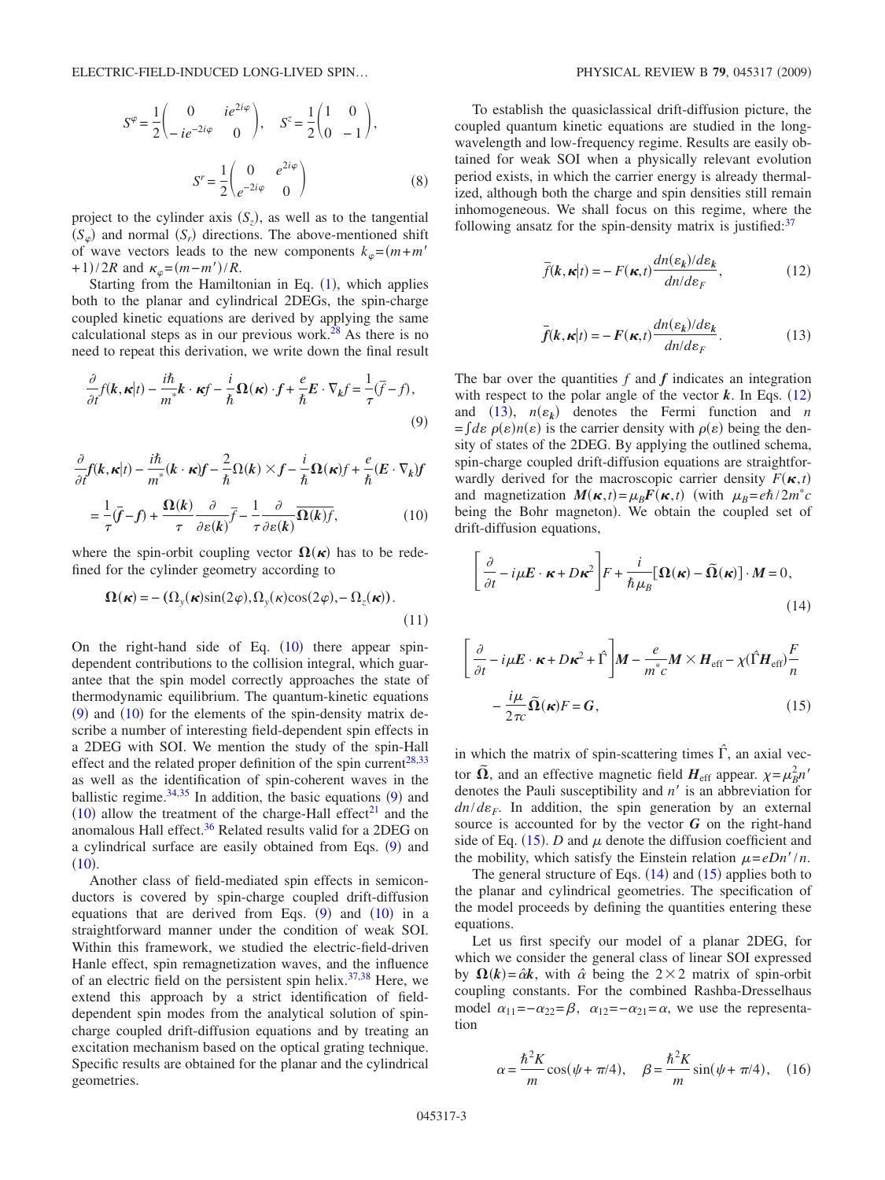$$S^{\varphi}=\frac{1}{2}\begin{pmatrix}0 & ie^{2i\varphi}\\ -ie^{-2i\varphi} & 0\end{pmatrix},\quad S^{z}=\frac{1}{2}\begin{pmatrix}1 & 0\\ 0 & -1\end{pmatrix},$$

$$S^{r}=\frac{1}{2}\begin{pmatrix}0 & e^{2i\varphi}\\ e^{-2i\varphi} & 0\end{pmatrix} \tag{8}$$

project to the cylinder axis ($S_z$), as well as to the tangential ($S_\varphi$) and normal ($S_r$) directions. The above-mentioned shift of wave vectors leads to the new components $k_\varphi=(m+m'+1)/2R$ and $\kappa_\varphi=(m-m')/R$.

Starting from the Hamiltonian in Eq. (1), which applies both to the planar and cylindrical 2DEGs, the spin-charge coupled kinetic equations are derived by applying the same calculational steps as in our previous work.[28] As there is no need to repeat this derivation, we write down the final result

$$\frac{\partial}{\partial t}f(\boldsymbol{k},\boldsymbol{\kappa}|t)-\frac{i\hbar}{m^*}\boldsymbol{k}\cdot\boldsymbol{\kappa}f-\frac{i}{\hbar}\boldsymbol{\Omega}(\boldsymbol{\kappa})\cdot\boldsymbol{f}+\frac{e}{\hbar}\boldsymbol{E}\cdot\nabla_{\boldsymbol{k}}f=\frac{1}{\tau}(\bar{f}-f), \tag{9}$$

$$\frac{\partial}{\partial t}\boldsymbol{f}(\boldsymbol{k},\boldsymbol{\kappa}|t)-\frac{i\hbar}{m^*}(\boldsymbol{k}\cdot\boldsymbol{\kappa})\boldsymbol{f}-\frac{2}{\hbar}\boldsymbol{\Omega}(\boldsymbol{k})\times\boldsymbol{f}-\frac{i}{\hbar}\boldsymbol{\Omega}(\boldsymbol{\kappa})f+\frac{e}{\hbar}(\boldsymbol{E}\cdot\nabla_{\boldsymbol{k}})\boldsymbol{f}$$
$$=\frac{1}{\tau}(\bar{\boldsymbol{f}}-\boldsymbol{f})+\frac{\boldsymbol{\Omega}(\boldsymbol{k})}{\tau}\frac{\partial}{\partial\varepsilon(\boldsymbol{k})}\bar{f}-\frac{1}{\tau}\frac{\partial}{\partial\varepsilon(\boldsymbol{k})}\overline{\boldsymbol{\Omega}(\boldsymbol{k})f}, \tag{10}$$

where the spin-orbit coupling vector $\boldsymbol{\Omega}(\boldsymbol{\kappa})$ has to be redefined for the cylinder geometry according to

$$\boldsymbol{\Omega}(\boldsymbol{\kappa})=-(\Omega_y(\boldsymbol{\kappa})\sin(2\varphi),\Omega_y(\kappa)\cos(2\varphi),-\Omega_z(\boldsymbol{\kappa})). \tag{11}$$

On the right-hand side of Eq. (10) there appear spin-dependent contributions to the collision integral, which guarantee that the spin model correctly approaches the state of thermodynamic equilibrium. The quantum-kinetic equations (9) and (10) for the elements of the spin-density matrix describe a number of interesting field-dependent spin effects in a 2DEG with SOI. We mention the study of the spin-Hall effect and the related proper definition of the spin current[28,33] as well as the identification of spin-coherent waves in the ballistic regime.[34,35] In addition, the basic equations (9) and (10) allow the treatment of the charge-Hall effect[21] and the anomalous Hall effect.[36] Related results valid for a 2DEG on a cylindrical surface are easily obtained from Eqs. (9) and (10).

Another class of field-mediated spin effects in semiconductors is covered by spin-charge coupled drift-diffusion equations that are derived from Eqs. (9) and (10) in a straightforward manner under the condition of weak SOI. Within this framework, we studied the electric-field-driven Hanle effect, spin remagnetization waves, and the influence of an electric field on the persistent spin helix.[37,38] Here, we extend this approach by a strict identification of field-dependent spin modes from the analytical solution of spin-charge coupled drift-diffusion equations and by treating an excitation mechanism based on the optical grating technique. Specific results are obtained for the planar and the cylindrical geometries.

To establish the quasiclassical drift-diffusion picture, the coupled quantum kinetic equations are studied in the long-wavelength and low-frequency regime. Results are easily obtained for weak SOI when a physically relevant evolution period exists, in which the carrier energy is already thermalized, although both the charge and spin densities still remain inhomogeneous. We shall focus on this regime, where the following ansatz for the spin-density matrix is justified:[37]

$$\bar{f}(\boldsymbol{k},\boldsymbol{\kappa}|t)=-F(\boldsymbol{\kappa},t)\frac{dn(\varepsilon_{\boldsymbol{k}})/d\varepsilon_{\boldsymbol{k}}}{dn/d\varepsilon_F}, \tag{12}$$

$$\bar{\boldsymbol{f}}(\boldsymbol{k},\boldsymbol{\kappa}|t)=-\boldsymbol{F}(\boldsymbol{\kappa},t)\frac{dn(\varepsilon_{\boldsymbol{k}})/d\varepsilon_{\boldsymbol{k}}}{dn/d\varepsilon_F}. \tag{13}$$

The bar over the quantities $f$ and $\boldsymbol{f}$ indicates an integration with respect to the polar angle of the vector $\boldsymbol{k}$. In Eqs. (12) and (13), $n(\varepsilon_{\boldsymbol{k}})$ denotes the Fermi function and $n=\int d\varepsilon\,\rho(\varepsilon)n(\varepsilon)$ is the carrier density with $\rho(\varepsilon)$ being the density of states of the 2DEG. By applying the outlined schema, spin-charge coupled drift-diffusion equations are straightforwardly derived for the macroscopic carrier density $F(\boldsymbol{\kappa},t)$ and magnetization $\boldsymbol{M}(\boldsymbol{\kappa},t)=\mu_B\boldsymbol{F}(\boldsymbol{\kappa},t)$ (with $\mu_B=e\hbar/2m^*c$ being the Bohr magneton). We obtain the coupled set of drift-diffusion equations,

$$\left[\frac{\partial}{\partial t}-i\mu\boldsymbol{E}\cdot\boldsymbol{\kappa}+D\boldsymbol{\kappa}^2\right]F+\frac{i}{\hbar\mu_B}[\boldsymbol{\Omega}(\boldsymbol{\kappa})-\tilde{\boldsymbol{\Omega}}(\boldsymbol{\kappa})]\cdot\boldsymbol{M}=0, \tag{14}$$

$$\left[\frac{\partial}{\partial t}-i\mu\boldsymbol{E}\cdot\boldsymbol{\kappa}+D\boldsymbol{\kappa}^2+\hat{\Gamma}\right]\boldsymbol{M}-\frac{e}{m^*c}\boldsymbol{M}\times\boldsymbol{H}_{\rm eff}-\chi(\hat{\Gamma}\boldsymbol{H}_{\rm eff})\frac{F}{n}$$
$$-\frac{i\mu}{2\tau c}\tilde{\boldsymbol{\Omega}}(\boldsymbol{\kappa})F=\boldsymbol{G}, \tag{15}$$

in which the matrix of spin-scattering times $\hat{\Gamma}$, an axial vector $\tilde{\boldsymbol{\Omega}}$, and an effective magnetic field $\boldsymbol{H}_{\rm eff}$ appear. $\chi=\mu_B^2 n'$ denotes the Pauli susceptibility and $n'$ is an abbreviation for $dn/d\varepsilon_F$. In addition, the spin generation by an external source is accounted for by the vector $\boldsymbol{G}$ on the right-hand side of Eq. (15). $D$ and $\mu$ denote the diffusion coefficient and the mobility, which satisfy the Einstein relation $\mu=eDn'/n$.

The general structure of Eqs. (14) and (15) applies both to the planar and cylindrical geometries. The specification of the model proceeds by defining the quantities entering these equations.

Let us first specify our model of a planar 2DEG, for which we consider the general class of linear SOI expressed by $\boldsymbol{\Omega}(\boldsymbol{k})=\hat{\alpha}\boldsymbol{k}$, with $\hat{\alpha}$ being the $2\times 2$ matrix of spin-orbit coupling constants. For the combined Rashba-Dresselhaus model $\alpha_{11}=-\alpha_{22}=\beta$, $\alpha_{12}=-\alpha_{21}=\alpha$, we use the representation

$$\alpha=\frac{\hbar^2K}{m}\cos(\psi+\pi/4),\quad \beta=\frac{\hbar^2K}{m}\sin(\psi+\pi/4), \tag{16}$$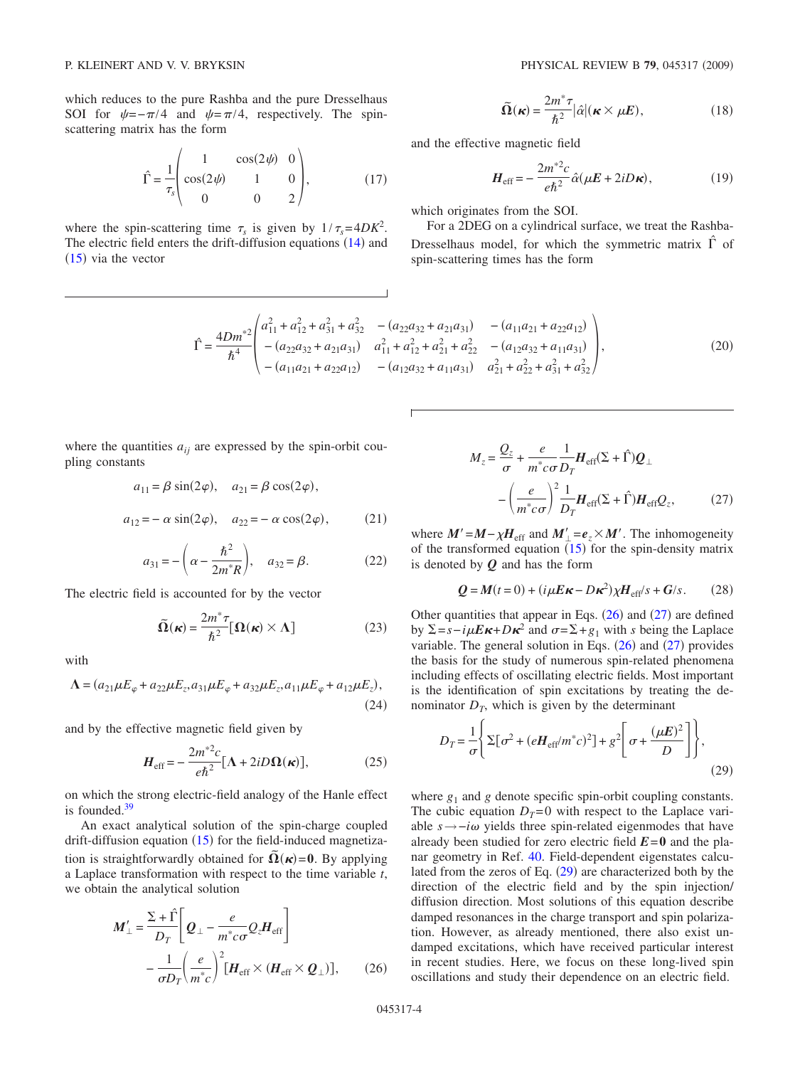which reduces to the pure Rashba and the pure Dresselhaus SOI for $\psi=-\pi/4$ and $\psi=\pi/4$, respectively. The spin-scattering matrix has the form

$$\hat{\Gamma}=\frac{1}{\tau_s}\begin{pmatrix} 1 & \cos(2\psi) & 0 \\ \cos(2\psi) & 1 & 0 \\ 0 & 0 & 2 \end{pmatrix}, \tag{17}$$

where the spin-scattering time $\tau_s$ is given by $1/\tau_s = 4DK^2$. The electric field enters the drift-diffusion equations (14) and (15) via the vector

$$\tilde{\boldsymbol{\Omega}}(\boldsymbol{\kappa})=\frac{2m^*\tau}{\hbar^2}|\hat{\alpha}|(\boldsymbol{\kappa}\times\mu\boldsymbol{E}), \tag{18}$$

and the effective magnetic field

$$\boldsymbol{H}_{\mathrm{eff}}=-\frac{2m^{*2}c}{e\hbar^2}\hat{\alpha}(\mu\boldsymbol{E}+2iD\boldsymbol{\kappa}), \tag{19}$$

which originates from the SOI.

For a 2DEG on a cylindrical surface, we treat the Rashba-Dresselhaus model, for which the symmetric matrix $\hat{\Gamma}$ of spin-scattering times has the form

$$\hat{\Gamma}=\frac{4Dm^{*2}}{\hbar^4}\begin{pmatrix} a_{11}^2+a_{12}^2+a_{31}^2+a_{32}^2 & -(a_{22}a_{32}+a_{21}a_{31}) & -(a_{11}a_{21}+a_{22}a_{12}) \\ -(a_{22}a_{32}+a_{21}a_{31}) & a_{11}^2+a_{12}^2+a_{21}^2+a_{22}^2 & -(a_{12}a_{32}+a_{11}a_{31}) \\ -(a_{11}a_{21}+a_{22}a_{12}) & -(a_{12}a_{32}+a_{11}a_{31}) & a_{21}^2+a_{22}^2+a_{31}^2+a_{32}^2 \end{pmatrix}, \tag{20}$$

where the quantities $a_{ij}$ are expressed by the spin-orbit coupling constants

$$a_{11}=\beta\sin(2\varphi),\quad a_{21}=\beta\cos(2\varphi),$$

$$a_{12}=-\alpha\sin(2\varphi),\quad a_{22}=-\alpha\cos(2\varphi), \tag{21}$$

$$a_{31}=-\left(\alpha-\frac{\hbar^2}{2m^*R}\right),\quad a_{32}=\beta. \tag{22}$$

The electric field is accounted for by the vector

$$\tilde{\boldsymbol{\Omega}}(\boldsymbol{\kappa})=\frac{2m^*\tau}{\hbar^2}[\boldsymbol{\Omega}(\boldsymbol{\kappa})\times\boldsymbol{\Lambda}] \tag{23}$$

with

$$\boldsymbol{\Lambda}=(a_{21}\mu E_\varphi+a_{22}\mu E_z, a_{31}\mu E_\varphi+a_{32}\mu E_z, a_{11}\mu E_\varphi+a_{12}\mu E_z), \tag{24}$$

and by the effective magnetic field given by

$$\boldsymbol{H}_{\mathrm{eff}}=-\frac{2m^{*2}c}{e\hbar^2}[\boldsymbol{\Lambda}+2iD\boldsymbol{\Omega}(\boldsymbol{\kappa})], \tag{25}$$

on which the strong electric-field analogy of the Hanle effect is founded.[39]

An exact analytical solution of the spin-charge coupled drift-diffusion equation (15) for the field-induced magnetization is straightforwardly obtained for $\tilde{\boldsymbol{\Omega}}(\boldsymbol{\kappa})=\boldsymbol{0}$. By applying a Laplace transformation with respect to the time variable $t$, we obtain the analytical solution

$$\boldsymbol{M}'_\perp=\frac{\Sigma+\hat{\Gamma}}{D_T}\left[\boldsymbol{Q}_\perp-\frac{e}{m^*c\sigma}Q_z\boldsymbol{H}_{\mathrm{eff}}\right]-\frac{1}{\sigma D_T}\left(\frac{e}{m^*c}\right)^2[\boldsymbol{H}_{\mathrm{eff}}\times(\boldsymbol{H}_{\mathrm{eff}}\times\boldsymbol{Q}_\perp)], \tag{26}$$

$$M_z=\frac{Q_z}{\sigma}+\frac{e}{m^*c\sigma}\frac{1}{D_T}\boldsymbol{H}_{\mathrm{eff}}(\Sigma+\hat{\Gamma})\boldsymbol{Q}_\perp-\left(\frac{e}{m^*c\sigma}\right)^2\frac{1}{D_T}\boldsymbol{H}_{\mathrm{eff}}(\Sigma+\hat{\Gamma})\boldsymbol{H}_{\mathrm{eff}}Q_z, \tag{27}$$

where $\boldsymbol{M}'=\boldsymbol{M}-\chi\boldsymbol{H}_{\mathrm{eff}}$ and $\boldsymbol{M}'_\perp=\boldsymbol{e}_z\times\boldsymbol{M}'$. The inhomogeneity of the transformed equation (15) for the spin-density matrix is denoted by $\boldsymbol{Q}$ and has the form

$$\boldsymbol{Q}=\boldsymbol{M}(t=0)+(i\mu\boldsymbol{E}\boldsymbol{\kappa}-D\boldsymbol{\kappa}^2)\chi\boldsymbol{H}_{\mathrm{eff}}/s+\boldsymbol{G}/s. \tag{28}$$

Other quantities that appear in Eqs. (26) and (27) are defined by $\Sigma=s-i\mu\boldsymbol{E}\boldsymbol{\kappa}+D\boldsymbol{\kappa}^2$ and $\sigma=\Sigma+g_1$ with $s$ being the Laplace variable. The general solution in Eqs. (26) and (27) provides the basis for the study of numerous spin-related phenomena including effects of oscillating electric fields. Most important is the identification of spin excitations by treating the denominator $D_T$, which is given by the determinant

$$D_T=\frac{1}{\sigma}\left\{\Sigma[\sigma^2+(e\boldsymbol{H}_{\mathrm{eff}}/m^*c)^2]+g^2\left[\sigma+\frac{(\mu\boldsymbol{E})^2}{D}\right]\right\}, \tag{29}$$

where $g_1$ and $g$ denote specific spin-orbit coupling constants. The cubic equation $D_T=0$ with respect to the Laplace variable $s\to -i\omega$ yields three spin-related eigenmodes that have already been studied for zero electric field $\boldsymbol{E}=\boldsymbol{0}$ and the planar geometry in Ref. 40. Field-dependent eigenstates calculated from the zeros of Eq. (29) are characterized both by the direction of the electric field and by the spin injection/diffusion direction. Most solutions of this equation describe damped resonances in the charge transport and spin polarization. However, as already mentioned, there also exist undamped excitations, which have received particular interest in recent studies. Here, we focus on these long-lived spin oscillations and study their dependence on an electric field.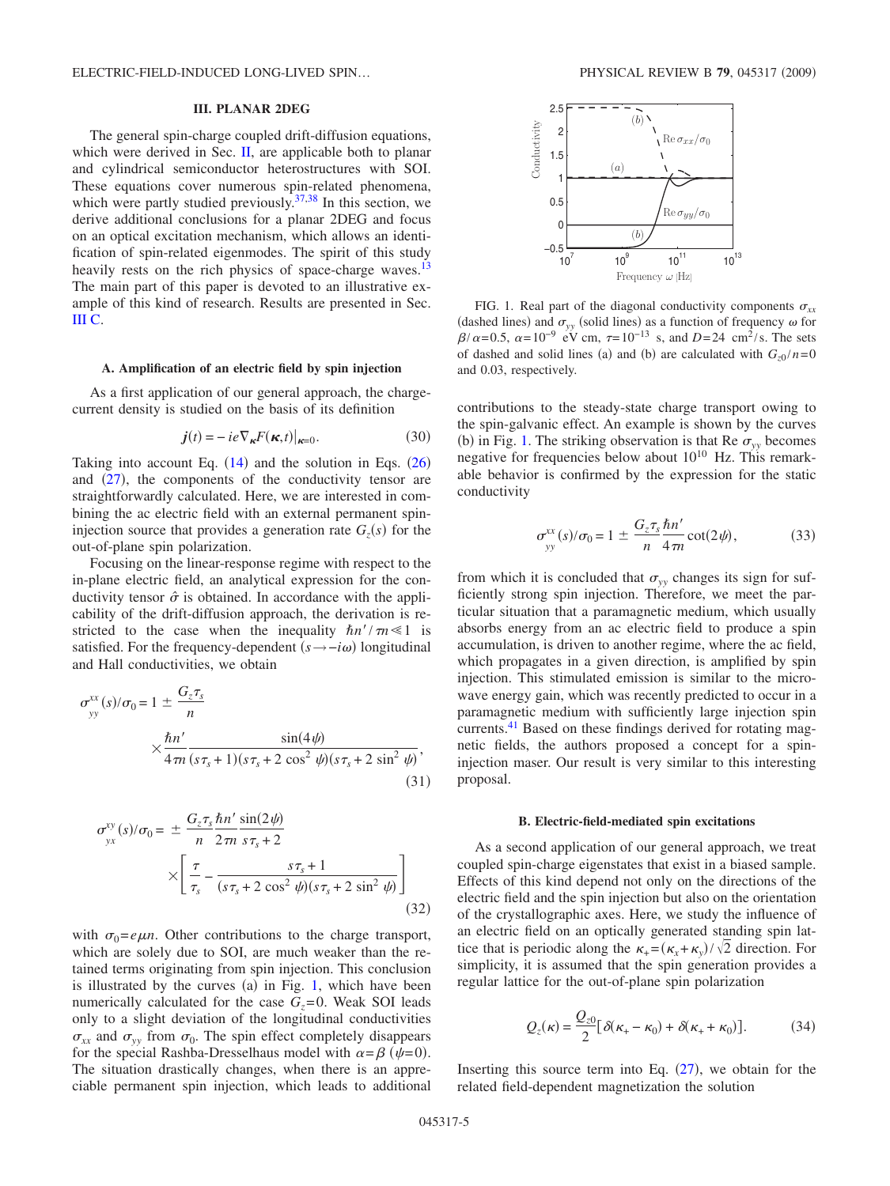## III. PLANAR 2DEG

The general spin-charge coupled drift-diffusion equations, which were derived in Sec. II, are applicable both to planar and cylindrical semiconductor heterostructures with SOI. These equations cover numerous spin-related phenomena, which were partly studied previously.[37,38] In this section, we derive additional conclusions for a planar 2DEG and focus on an optical excitation mechanism, which allows an identification of spin-related eigenmodes. The spirit of this study heavily rests on the rich physics of space-charge waves.[13] The main part of this paper is devoted to an illustrative example of this kind of research. Results are presented in Sec. III C.

### A. Amplification of an electric field by spin injection

As a first application of our general approach, the charge-current density is studied on the basis of its definition

$$\boldsymbol{j}(t) = -ie\nabla_{\boldsymbol{\kappa}}F(\boldsymbol{\kappa},t)|_{\boldsymbol{\kappa}=0}. \tag{30}$$

Taking into account Eq. (14) and the solution in Eqs. (26) and (27), the components of the conductivity tensor are straightforwardly calculated. Here, we are interested in combining the ac electric field with an external permanent spin-injection source that provides a generation rate $G_z(s)$ for the out-of-plane spin polarization.

Focusing on the linear-response regime with respect to the in-plane electric field, an analytical expression for the conductivity tensor $\hat{\sigma}$ is obtained. In accordance with the applicability of the drift-diffusion approach, the derivation is restricted to the case when the inequality $\hbar n'/\tau m \ll 1$ is satisfied. For the frequency-dependent ($s \to -i\omega$) longitudinal and Hall conductivities, we obtain

$$\sigma^{xx}_{yy}(s)/\sigma_0 = 1 \pm \frac{G_z\tau_s}{n} \times \frac{\hbar n'}{4\tau m}\frac{\sin(4\psi)}{(s\tau_s+1)(s\tau_s+2\cos^2\psi)(s\tau_s+2\sin^2\psi)}, \tag{31}$$

$$\sigma^{xy}_{yx}(s)/\sigma_0 = \pm\frac{G_z\tau_s}{n}\frac{\hbar n'}{2\tau m}\frac{\sin(2\psi)}{s\tau_s+2} \times\left[\frac{\tau}{\tau_s} - \frac{s\tau_s+1}{(s\tau_s+2\cos^2\psi)(s\tau_s+2\sin^2\psi)}\right] \tag{32}$$

with $\sigma_0 = e\mu n$. Other contributions to the charge transport, which are solely due to SOI, are much weaker than the retained terms originating from spin injection. This conclusion is illustrated by the curves (a) in Fig. 1, which have been numerically calculated for the case $G_z=0$. Weak SOI leads only to a slight deviation of the longitudinal conductivities $\sigma_{xx}$ and $\sigma_{yy}$ from $\sigma_0$. The spin effect completely disappears for the special Rashba-Dresselhaus model with $\alpha=\beta$ ($\psi=0$). The situation drastically changes, when there is an appreciable permanent spin injection, which leads to additional contributions to the steady-state charge transport owing to the spin-galvanic effect. An example is shown by the curves (b) in Fig. 1. The striking observation is that Re $\sigma_{yy}$ becomes negative for frequencies below about $10^{10}$ Hz. This remarkable behavior is confirmed by the expression for the static conductivity

FIG. 1. Real part of the diagonal conductivity components $\sigma_{xx}$ (dashed lines) and $\sigma_{yy}$ (solid lines) as a function of frequency $\omega$ for $\beta/\alpha=0.5$, $\alpha=10^{-9}$ eV cm, $\tau=10^{-13}$ s, and $D=24$ cm$^2$/s. The sets of dashed and solid lines (a) and (b) are calculated with $G_{z0}/n=0$ and 0.03, respectively.

$$\sigma^{xx}_{yy}(s)/\sigma_0 = 1 \pm \frac{G_z\tau_s}{n}\frac{\hbar n'}{4\tau m}\cot(2\psi), \tag{33}$$

from which it is concluded that $\sigma_{yy}$ changes its sign for sufficiently strong spin injection. Therefore, we meet the particular situation that a paramagnetic medium, which usually absorbs energy from an ac electric field to produce a spin accumulation, is driven to another regime, where the ac field, which propagates in a given direction, is amplified by spin injection. This stimulated emission is similar to the microwave energy gain, which was recently predicted to occur in a paramagnetic medium with sufficiently large injection spin currents.[41] Based on these findings derived for rotating magnetic fields, the authors proposed a concept for a spin-injection maser. Our result is very similar to this interesting proposal.

### B. Electric-field-mediated spin excitations

As a second application of our general approach, we treat coupled spin-charge eigenstates that exist in a biased sample. Effects of this kind depend not only on the directions of the electric field and the spin injection but also on the orientation of the crystallographic axes. Here, we study the influence of an electric field on an optically generated standing spin lattice that is periodic along the $\kappa_+ = (\kappa_x+\kappa_y)/\sqrt{2}$ direction. For simplicity, it is assumed that the spin generation provides a regular lattice for the out-of-plane spin polarization

$$Q_z(\kappa) = \frac{Q_{z0}}{2}[\delta(\kappa_+ - \kappa_0) + \delta(\kappa_+ + \kappa_0)]. \tag{34}$$

Inserting this source term into Eq. (27), we obtain for the related field-dependent magnetization the solution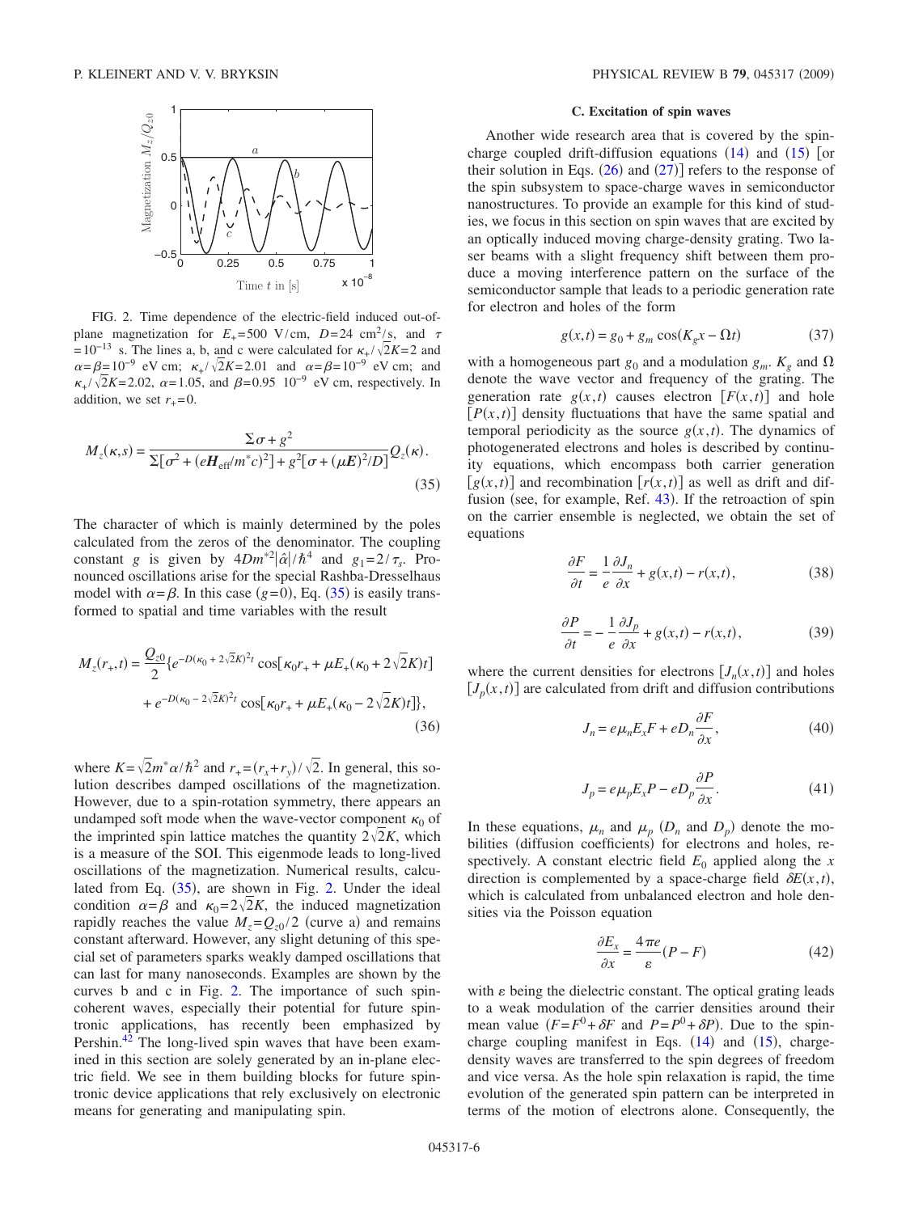FIG. 2. Time dependence of the electric-field induced out-of-plane magnetization for $E_+=500$ V/cm, $D=24$ cm$^2$/s, and $\tau=10^{-13}$ s. The lines a, b, and c were calculated for $\kappa_+/\sqrt{2}K=2$ and $\alpha=\beta=10^{-9}$ eV cm; $\kappa_+/\sqrt{2}K=2.01$ and $\alpha=\beta=10^{-9}$ eV cm; and $\kappa_+/\sqrt{2}K=2.02$, $\alpha=1.05$, and $\beta=0.95$ $10^{-9}$ eV cm, respectively. In addition, we set $r_+=0$.

$$M_z(\kappa,s)=\frac{\Sigma\sigma+g^2}{\Sigma[\sigma^2+(e\boldsymbol{H}_{\mathrm{eff}}/m^*c)^2]+g^2[\sigma+(\mu\boldsymbol{E})^2/D]}Q_z(\kappa). \tag{35}$$

The character of which is mainly determined by the poles calculated from the zeros of the denominator. The coupling constant $g$ is given by $4Dm^{*2}|\hat{\alpha}|/\hbar^4$ and $g_1=2/\tau_s$. Pronounced oscillations arise for the special Rashba-Dresselhaus model with $\alpha=\beta$. In this case ($g=0$), Eq. (35) is easily transformed to spatial and time variables with the result

$$M_z(r_+,t)=\frac{Q_{z0}}{2}\{e^{-D(\kappa_0+2\sqrt{2}K)^2t}\cos[\kappa_0r_++\mu E_+(\kappa_0+2\sqrt{2}K)t] + e^{-D(\kappa_0-2\sqrt{2}K)^2t}\cos[\kappa_0r_++\mu E_+(\kappa_0-2\sqrt{2}K)t]\}, \tag{36}$$

where $K=\sqrt{2}m^*\alpha/\hbar^2$ and $r_+=(r_x+r_y)/\sqrt{2}$. In general, this solution describes damped oscillations of the magnetization. However, due to a spin-rotation symmetry, there appears an undamped soft mode when the wave-vector component $\kappa_0$ of the imprinted spin lattice matches the quantity $2\sqrt{2}K$, which is a measure of the SOI. This eigenmode leads to long-lived oscillations of the magnetization. Numerical results, calculated from Eq. (35), are shown in Fig. 2. Under the ideal condition $\alpha=\beta$ and $\kappa_0=2\sqrt{2}K$, the induced magnetization rapidly reaches the value $M_z=Q_{z0}/2$ (curve a) and remains constant afterward. However, any slight detuning of this special set of parameters sparks weakly damped oscillations that can last for many nanoseconds. Examples are shown by the curves b and c in Fig. 2. The importance of such spin-coherent waves, especially their potential for future spintronic applications, has recently been emphasized by Pershin.[42] The long-lived spin waves that have been examined in this section are solely generated by an in-plane electric field. We see in them building blocks for future spintronic device applications that rely exclusively on electronic means for generating and manipulating spin.

### C. Excitation of spin waves

Another wide research area that is covered by the spin-charge coupled drift-diffusion equations (14) and (15) [or their solution in Eqs. (26) and (27)] refers to the response of the spin subsystem to space-charge waves in semiconductor nanostructures. To provide an example for this kind of studies, we focus in this section on spin waves that are excited by an optically induced moving charge-density grating. Two laser beams with a slight frequency shift between them produce a moving interference pattern on the surface of the semiconductor sample that leads to a periodic generation rate for electron and holes of the form

$$g(x,t)=g_0+g_m\cos(K_gx-\Omega t) \tag{37}$$

with a homogeneous part $g_0$ and a modulation $g_m$. $K_g$ and $\Omega$ denote the wave vector and frequency of the grating. The generation rate $g(x,t)$ causes electron $[F(x,t)]$ and hole $[P(x,t)]$ density fluctuations that have the same spatial and temporal periodicity as the source $g(x,t)$. The dynamics of photogenerated electrons and holes is described by continuity equations, which encompass both carrier generation $[g(x,t)]$ and recombination $[r(x,t)]$ as well as drift and diffusion (see, for example, Ref. 43). If the retroaction of spin on the carrier ensemble is neglected, we obtain the set of equations

$$\frac{\partial F}{\partial t}=\frac{1}{e}\frac{\partial J_n}{\partial x}+g(x,t)-r(x,t), \tag{38}$$

$$\frac{\partial P}{\partial t}=-\frac{1}{e}\frac{\partial J_p}{\partial x}+g(x,t)-r(x,t), \tag{39}$$

where the current densities for electrons $[J_n(x,t)]$ and holes $[J_p(x,t)]$ are calculated from drift and diffusion contributions

$$J_n=e\mu_nE_xF+eD_n\frac{\partial F}{\partial x}, \tag{40}$$

$$J_p=e\mu_pE_xP-eD_p\frac{\partial P}{\partial x}. \tag{41}$$

In these equations, $\mu_n$ and $\mu_p$ ($D_n$ and $D_p$) denote the mobilities (diffusion coefficients) for electrons and holes, respectively. A constant electric field $E_0$ applied along the $x$ direction is complemented by a space-charge field $\delta E(x,t)$, which is calculated from unbalanced electron and hole densities via the Poisson equation

$$\frac{\partial E_x}{\partial x}=\frac{4\pi e}{\varepsilon}(P-F) \tag{42}$$

with $\varepsilon$ being the dielectric constant. The optical grating leads to a weak modulation of the carrier densities around their mean value ($F=F^0+\delta F$ and $P=P^0+\delta P$). Due to the spin-charge coupling manifest in Eqs. (14) and (15), charge-density waves are transferred to the spin degrees of freedom and vice versa. As the hole spin relaxation is rapid, the time evolution of the generated spin pattern can be interpreted in terms of the motion of electrons alone. Consequently, the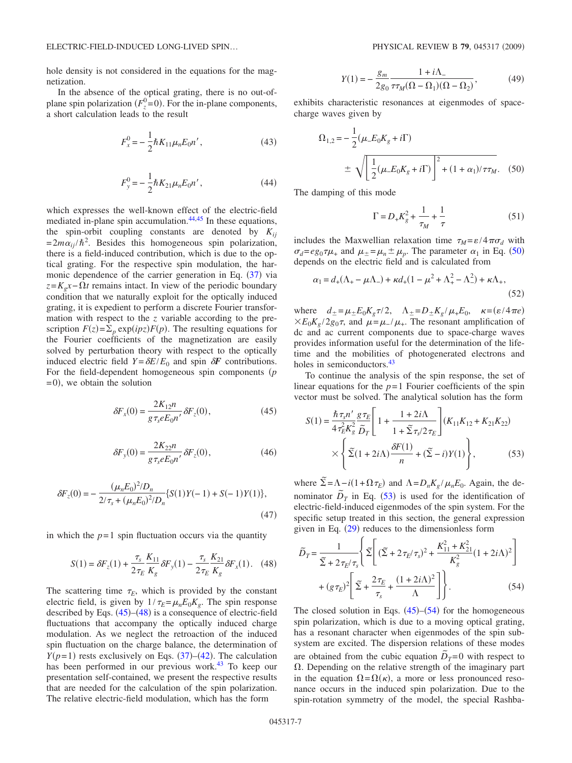hole density is not considered in the equations for the magnetization.

In the absence of the optical grating, there is no out-of-plane spin polarization ($F_z^0=0$). For the in-plane components, a short calculation leads to the result

$$F_x^0 = -\frac{1}{2}\hbar K_{11}\mu_n E_0 n', \tag{43}$$

$$F_y^0 = -\frac{1}{2}\hbar K_{21}\mu_n E_0 n', \tag{44}$$

which expresses the well-known effect of the electric-field mediated in-plane spin accumulation.[44,45] In these equations, the spin-orbit coupling constants are denoted by $K_{ij} = 2m\alpha_{ij}/\hbar^2$. Besides this homogeneous spin polarization, there is a field-induced contribution, which is due to the optical grating. For the respective spin modulation, the harmonic dependence of the carrier generation in Eq. (37) via $z=K_g x - \Omega t$ remains intact. In view of the periodic boundary condition that we naturally exploit for the optically induced grating, it is expedient to perform a discrete Fourier transformation with respect to the $z$ variable according to the prescription $F(z)=\Sigma_p \exp(ipz)F(p)$. The resulting equations for the Fourier coefficients of the magnetization are easily solved by perturbation theory with respect to the optically induced electric field $Y=\delta E/E_0$ and spin $\delta \boldsymbol{F}$ contributions. For the field-dependent homogeneous spin components ($p=0$), we obtain the solution

$$\delta F_x(0) = \frac{2K_{12}n}{g\tau_s e E_0 n'}\delta F_z(0), \tag{45}$$

$$\delta F_y(0) = \frac{2K_{22}n}{g\tau_s e E_0 n'}\delta F_z(0), \tag{46}$$

$$\delta F_z(0) = -\frac{(\mu_n E_0)^2/D_n}{2/\tau_s + (\mu_n E_0)^2/D_n}\{S(1)Y(-1) + S(-1)Y(1)\}, \tag{47}$$

in which the $p=1$ spin fluctuation occurs via the quantity

$$S(1) = \delta F_z(1) + \frac{\tau_s}{2\tau_E}\frac{K_{11}}{K_g}\delta F_y(1) - \frac{\tau_s}{2\tau_E}\frac{K_{21}}{K_g}\delta F_x(1). \tag{48}$$

The scattering time $\tau_E$, which is provided by the constant electric field, is given by $1/\tau_E = \mu_n E_0 K_g$. The spin response described by Eqs. (45)–(48) is a consequence of electric-field fluctuations that accompany the optically induced charge modulation. As we neglect the retroaction of the induced spin fluctuation on the charge balance, the determination of $Y(p=1)$ rests exclusively on Eqs. (37)–(42). The calculation has been performed in our previous work.[43] To keep our presentation self-contained, we present the respective results that are needed for the calculation of the spin polarization. The relative electric-field modulation, which has the form

$$Y(1) = -\frac{g_m}{2g_0}\frac{1+i\Lambda_-}{\tau\tau_M(\Omega-\Omega_1)(\Omega-\Omega_2)}, \tag{49}$$

exhibits characteristic resonances at eigenmodes of space-charge waves given by

$$\Omega_{1,2} = -\frac{1}{2}(\mu_- E_0 K_g + i\Gamma) \pm \sqrt{\left[\frac{1}{2}(\mu_- E_0 K_g + i\Gamma)\right]^2 + (1+\alpha_1)/\tau\tau_M}. \tag{50}$$

The damping of this mode

$$\Gamma = D_+ K_g^2 + \frac{1}{\tau_M} + \frac{1}{\tau} \tag{51}$$

includes the Maxwellian relaxation time $\tau_M = \varepsilon/4\pi\sigma_d$ with $\sigma_d = e g_0 \tau \mu_+$ and $\mu_\pm = \mu_n \pm \mu_p$. The parameter $\alpha_1$ in Eq. (50) depends on the electric field and is calculated from

$$\alpha_1 = d_+(\Lambda_+ - \mu\Lambda_-) + \kappa d_+(1 - \mu^2 + \Lambda_+^2 - \Lambda_-^2) + \kappa\Lambda_+, \tag{52}$$

where $d_\pm = \mu_\pm E_0 K_g \tau/2$, $\Lambda_\pm = D_\pm K_g/\mu_+ E_0$, $\kappa = (\varepsilon/4\pi e) \times E_0 K_g/2g_0\tau$, and $\mu = \mu_-/\mu_+$. The resonant amplification of dc and ac current components due to space-charge waves provides information useful for the determination of the lifetime and the mobilities of photogenerated electrons and holes in semiconductors.[43]

To continue the analysis of the spin response, the set of linear equations for the $p=1$ Fourier coefficients of the spin vector must be solved. The analytical solution has the form

$$S(1) = \frac{\hbar\tau_s n'}{4\tau_E^2 K_g^2}\frac{g\tau_E}{\tilde{D}_T}\left[1 + \frac{1+2i\Lambda}{1+\tilde{\Sigma}\tau_s/2\tau_E}\right](K_{11}K_{12} + K_{21}K_{22}) \times \left\{\tilde{\Sigma}(1+2i\Lambda)\frac{\delta F(1)}{n} + (\tilde{\Sigma} - i)Y(1)\right\}, \tag{53}$$

where $\tilde{\Sigma} = \Lambda - i(1+\Omega\tau_E)$ and $\Lambda = D_n K_g/\mu_n E_0$. Again, the denominator $\tilde{D}_T$ in Eq. (53) is used for the identification of electric-field-induced eigenmodes of the spin system. For the specific setup treated in this section, the general expression given in Eq. (29) reduces to the dimensionless form

$$\tilde{D}_T = \frac{1}{\tilde{\Sigma} + 2\tau_E/\tau_s}\left\{\tilde{\Sigma}\left[(\tilde{\Sigma} + 2\tau_E/\tau_s)^2 + \frac{K_{11}^2 + K_{21}^2}{K_g^2}(1+2i\Lambda)^2\right] + (g\tau_E)^2\left[\tilde{\Sigma} + \frac{2\tau_E}{\tau_s} + \frac{(1+2i\Lambda)^2}{\Lambda}\right]\right\}. \tag{54}$$

The closed solution in Eqs. (45)–(54) for the homogeneous spin polarization, which is due to a moving optical grating, has a resonant character when eigenmodes of the spin subsystem are excited. The dispersion relations of these modes are obtained from the cubic equation $\tilde{D}_T=0$ with respect to $\Omega$. Depending on the relative strength of the imaginary part in the equation $\Omega=\Omega(\kappa)$, a more or less pronounced resonance occurs in the induced spin polarization. Due to the spin-rotation symmetry of the model, the special Rashba-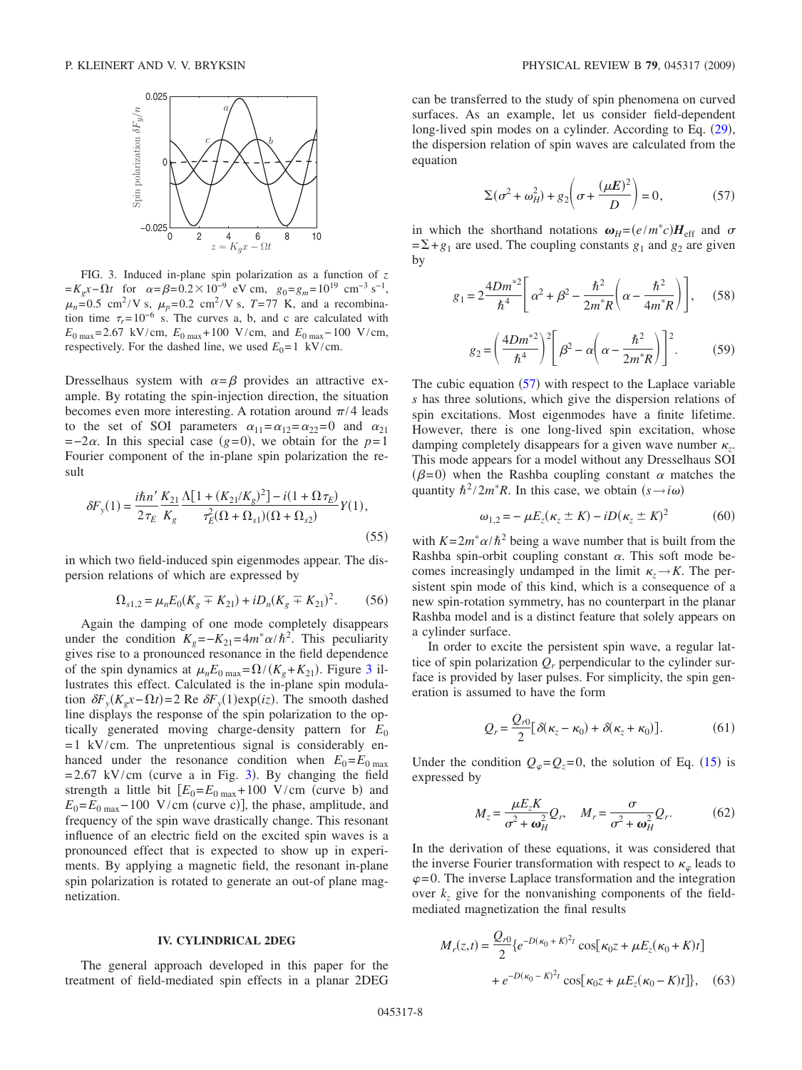FIG. 3. Induced in-plane spin polarization as a function of $z = K_g x - \Omega t$ for $\alpha=\beta=0.2\times 10^{-9}$ eV cm, $g_0=g_m=10^{19}$ cm$^{-3}$ s$^{-1}$, $\mu_n=0.5$ cm$^2$/V s, $\mu_p=0.2$ cm$^2$/V s, $T=77$ K, and a recombination time $\tau_r=10^{-6}$ s. The curves a, b, and c are calculated with $E_{0\,\max}=2.67$ kV/cm, $E_{0\,\max}+100$ V/cm, and $E_{0\,\max}-100$ V/cm, respectively. For the dashed line, we used $E_0=1$ kV/cm.

Dresselhaus system with $\alpha=\beta$ provides an attractive example. By rotating the spin-injection direction, the situation becomes even more interesting. A rotation around $\pi/4$ leads to the set of SOI parameters $\alpha_{11}=\alpha_{12}=\alpha_{22}=0$ and $\alpha_{21}=-2\alpha$. In this special case ($g=0$), we obtain for the $p=1$ Fourier component of the in-plane spin polarization the result

$$\delta F_y(1) = \frac{i\hbar n'}{2\tau_E}\frac{K_{21}}{K_g}\frac{\Lambda[1+(K_{21}/K_g)^2]-i(1+\Omega\tau_E)}{\tau_E^2(\Omega+\Omega_{s1})(\Omega+\Omega_{s2})}Y(1), \tag{55}$$

in which two field-induced spin eigenmodes appear. The dispersion relations of which are expressed by

$$\Omega_{s1,2} = \mu_n E_0(K_g \mp K_{21}) + iD_n(K_g \mp K_{21})^2. \tag{56}$$

Again the damping of one mode completely disappears under the condition $K_g=-K_{21}=4m^*\alpha/\hbar^2$. This peculiarity gives rise to a pronounced resonance in the field dependence of the spin dynamics at $\mu_n E_{0\,\max}=\Omega/(K_g+K_{21})$. Figure 3 illustrates this effect. Calculated is the in-plane spin modulation $\delta F_y(K_g x-\Omega t)=2\,\mathrm{Re}\,\delta F_y(1)\exp(iz)$. The smooth dashed line displays the response of the spin polarization to the optically generated moving charge-density pattern for $E_0=1$ kV/cm. The unpretentious signal is considerably enhanced under the resonance condition when $E_0=E_{0\,\max}=2.67$ kV/cm (curve a in Fig. 3). By changing the field strength a little bit [$E_0=E_{0\,\max}+100$ V/cm (curve b) and $E_0=E_{0\,\max}-100$ V/cm (curve c)], the phase, amplitude, and frequency of the spin wave drastically change. This resonant influence of an electric field on the excited spin waves is a pronounced effect that is expected to show up in experiments. By applying a magnetic field, the resonant in-plane spin polarization is rotated to generate an out-of plane magnetization.

## IV. CYLINDRICAL 2DEG

The general approach developed in this paper for the treatment of field-mediated spin effects in a planar 2DEG can be transferred to the study of spin phenomena on curved surfaces. As an example, let us consider field-dependent long-lived spin modes on a cylinder. According to Eq. (29), the dispersion relation of spin waves are calculated from the equation

$$\Sigma(\sigma^2+\omega_H^2)+g_2\left(\sigma+\frac{(\mu \boldsymbol{E})^2}{D}\right)=0, \tag{57}$$

in which the shorthand notations $\boldsymbol{\omega}_H=(e/m^*c)\boldsymbol{H}_{\text{eff}}$ and $\sigma=\Sigma+g_1$ are used. The coupling constants $g_1$ and $g_2$ are given by

$$g_1 = 2\frac{4Dm^{*2}}{\hbar^4}\left[\alpha^2+\beta^2-\frac{\hbar^2}{2m^*R}\left(\alpha-\frac{\hbar^2}{4m^*R}\right)\right], \tag{58}$$

$$g_2 = \left(\frac{4Dm^{*2}}{\hbar^4}\right)^2\left[\beta^2-\alpha\left(\alpha-\frac{\hbar^2}{2m^*R}\right)\right]^2. \tag{59}$$

The cubic equation (57) with respect to the Laplace variable $s$ has three solutions, which give the dispersion relations of spin excitations. Most eigenmodes have a finite lifetime. However, there is one long-lived spin excitation, whose damping completely disappears for a given wave number $\kappa_z$. This mode appears for a model without any Dresselhaus SOI ($\beta=0$) when the Rashba coupling constant $\alpha$ matches the quantity $\hbar^2/2m^*R$. In this case, we obtain ($s\to i\omega$)

$$\omega_{1,2} = -\mu E_z(\kappa_z \pm K) - iD(\kappa_z \pm K)^2 \tag{60}$$

with $K=2m^*\alpha/\hbar^2$ being a wave number that is built from the Rashba spin-orbit coupling constant $\alpha$. This soft mode becomes increasingly undamped in the limit $\kappa_z\to K$. The persistent spin mode of this kind, which is a consequence of a new spin-rotation symmetry, has no counterpart in the planar Rashba model and is a distinct feature that solely appears on a cylinder surface.

In order to excite the persistent spin wave, a regular lattice of spin polarization $Q_r$ perpendicular to the cylinder surface is provided by laser pulses. For simplicity, the spin generation is assumed to have the form

$$Q_r = \frac{Q_{r0}}{2}[\delta(\kappa_z-\kappa_0)+\delta(\kappa_z+\kappa_0)]. \tag{61}$$

Under the condition $Q_\varphi=Q_z=0$, the solution of Eq. (15) is expressed by

$$M_z = \frac{\mu E_z K}{\sigma^2+\boldsymbol{\omega}_H^2}Q_r, \quad M_r = \frac{\sigma}{\sigma^2+\boldsymbol{\omega}_H^2}Q_r. \tag{62}$$

In the derivation of these equations, it was considered that the inverse Fourier transformation with respect to $\kappa_\varphi$ leads to $\varphi=0$. The inverse Laplace transformation and the integration over $k_z$ give for the nonvanishing components of the field-mediated magnetization the final results

$$M_r(z,t) = \frac{Q_{r0}}{2}\{e^{-D(\kappa_0+K)^2 t}\cos[\kappa_0 z+\mu E_z(\kappa_0+K)t] + e^{-D(\kappa_0-K)^2 t}\cos[\kappa_0 z+\mu E_z(\kappa_0-K)t]\}, \tag{63}$$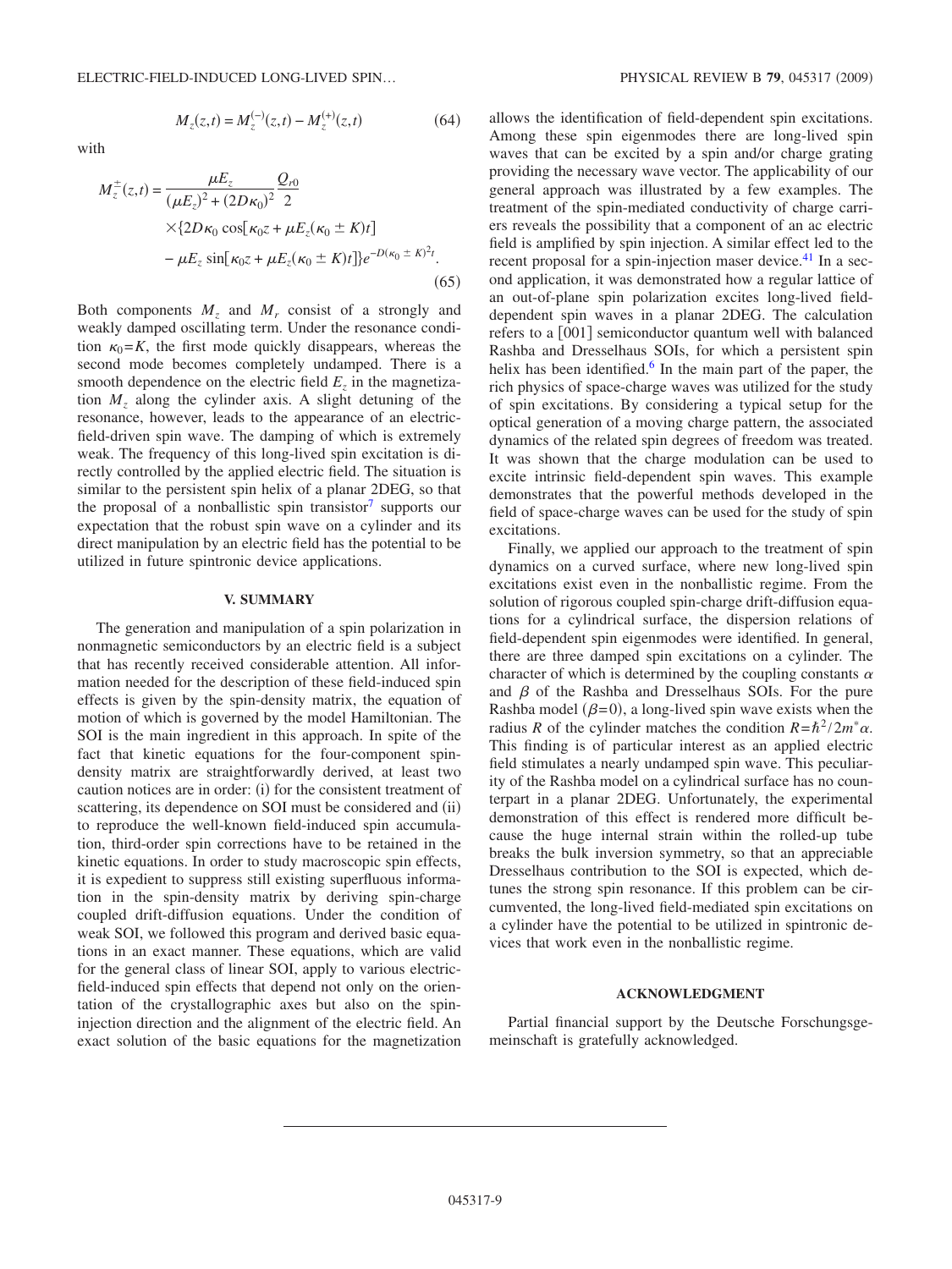$$M_z(z,t) = M_z^{(-)}(z,t) - M_z^{(+)}(z,t) \tag{64}$$

with

$$M_z^{\pm}(z,t) = \frac{\mu E_z}{(\mu E_z)^2 + (2D\kappa_0)^2} \frac{Q_{r0}}{2} \times \{2D\kappa_0 \cos[\kappa_0 z + \mu E_z(\kappa_0 \pm K)t] - \mu E_z \sin[\kappa_0 z + \mu E_z(\kappa_0 \pm K)t]\} e^{-D(\kappa_0 \pm K)^2 t}. \tag{65}$$

Both components $M_z$ and $M_r$ consist of a strongly and weakly damped oscillating term. Under the resonance condition $\kappa_0 = K$, the first mode quickly disappears, whereas the second mode becomes completely undamped. There is a smooth dependence on the electric field $E_z$ in the magnetization $M_z$ along the cylinder axis. A slight detuning of the resonance, however, leads to the appearance of an electric-field-driven spin wave. The damping of which is extremely weak. The frequency of this long-lived spin excitation is directly controlled by the applied electric field. The situation is similar to the persistent spin helix of a planar 2DEG, so that the proposal of a nonballistic spin transistor[7] supports our expectation that the robust spin wave on a cylinder and its direct manipulation by an electric field has the potential to be utilized in future spintronic device applications.

## V. SUMMARY

The generation and manipulation of a spin polarization in nonmagnetic semiconductors by an electric field is a subject that has recently received considerable attention. All information needed for the description of these field-induced spin effects is given by the spin-density matrix, the equation of motion of which is governed by the model Hamiltonian. The SOI is the main ingredient in this approach. In spite of the fact that kinetic equations for the four-component spin-density matrix are straightforwardly derived, at least two caution notices are in order: (i) for the consistent treatment of scattering, its dependence on SOI must be considered and (ii) to reproduce the well-known field-induced spin accumulation, third-order spin corrections have to be retained in the kinetic equations. In order to study macroscopic spin effects, it is expedient to suppress still existing superfluous information in the spin-density matrix by deriving spin-charge coupled drift-diffusion equations. Under the condition of weak SOI, we followed this program and derived basic equations in an exact manner. These equations, which are valid for the general class of linear SOI, apply to various electric-field-induced spin effects that depend not only on the orientation of the crystallographic axes but also on the spin-injection direction and the alignment of the electric field. An exact solution of the basic equations for the magnetization allows the identification of field-dependent spin excitations. Among these spin eigenmodes there are long-lived spin waves that can be excited by a spin and/or charge grating providing the necessary wave vector. The applicability of our general approach was illustrated by a few examples. The treatment of the spin-mediated conductivity of charge carriers reveals the possibility that a component of an ac electric field is amplified by spin injection. A similar effect led to the recent proposal for a spin-injection maser device.[41] In a second application, it was demonstrated how a regular lattice of an out-of-plane spin polarization excites long-lived field-dependent spin waves in a planar 2DEG. The calculation refers to a [001] semiconductor quantum well with balanced Rashba and Dresselhaus SOIs, for which a persistent spin helix has been identified.[6] In the main part of the paper, the rich physics of space-charge waves was utilized for the study of spin excitations. By considering a typical setup for the optical generation of a moving charge pattern, the associated dynamics of the related spin degrees of freedom was treated. It was shown that the charge modulation can be used to excite intrinsic field-dependent spin waves. This example demonstrates that the powerful methods developed in the field of space-charge waves can be used for the study of spin excitations.

Finally, we applied our approach to the treatment of spin dynamics on a curved surface, where new long-lived spin excitations exist even in the nonballistic regime. From the solution of rigorous coupled spin-charge drift-diffusion equations for a cylindrical surface, the dispersion relations of field-dependent spin eigenmodes were identified. In general, there are three damped spin excitations on a cylinder. The character of which is determined by the coupling constants $\alpha$ and $\beta$ of the Rashba and Dresselhaus SOIs. For the pure Rashba model ($\beta=0$), a long-lived spin wave exists when the radius $R$ of the cylinder matches the condition $R=\hbar^2/2m^*\alpha$. This finding is of particular interest as an applied electric field stimulates a nearly undamped spin wave. This peculiarity of the Rashba model on a cylindrical surface has no counterpart in a planar 2DEG. Unfortunately, the experimental demonstration of this effect is rendered more difficult because the huge internal strain within the rolled-up tube breaks the bulk inversion symmetry, so that an appreciable Dresselhaus contribution to the SOI is expected, which detunes the strong spin resonance. If this problem can be circumvented, the long-lived field-mediated spin excitations on a cylinder have the potential to be utilized in spintronic devices that work even in the nonballistic regime.

## ACKNOWLEDGMENT

Partial financial support by the Deutsche Forschungsgemeinschaft is gratefully acknowledged.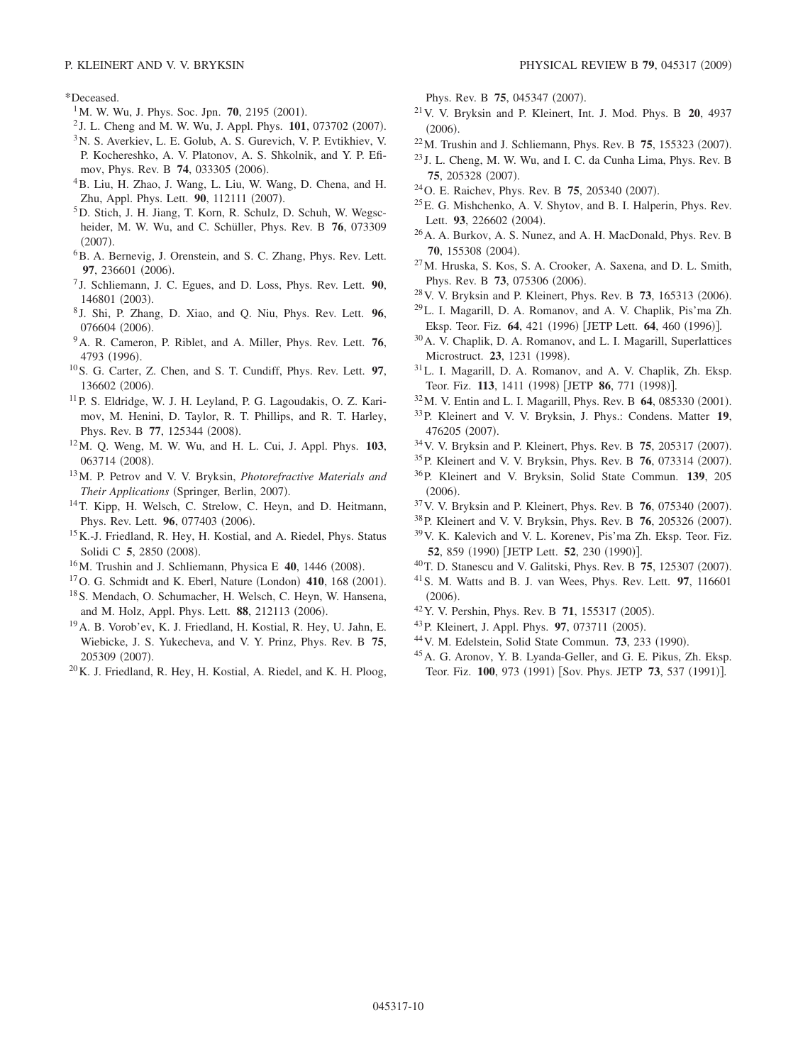*Deceased.

[1] M. W. Wu, J. Phys. Soc. Jpn. **70**, 2195 (2001).

[2] J. L. Cheng and M. W. Wu, J. Appl. Phys. **101**, 073702 (2007).

[3] N. S. Averkiev, L. E. Golub, A. S. Gurevich, V. P. Evtikhiev, V. P. Kochereshko, A. V. Platonov, A. S. Shkolnik, and Y. P. Efimov, Phys. Rev. B **74**, 033305 (2006).

[4] B. Liu, H. Zhao, J. Wang, L. Liu, W. Wang, D. Chena, and H. Zhu, Appl. Phys. Lett. **90**, 112111 (2007).

[5] D. Stich, J. H. Jiang, T. Korn, R. Schulz, D. Schuh, W. Wegscheider, M. W. Wu, and C. Schüller, Phys. Rev. B **76**, 073309 (2007).

[6] B. A. Bernevig, J. Orenstein, and S. C. Zhang, Phys. Rev. Lett. **97**, 236601 (2006).

[7] J. Schliemann, J. C. Egues, and D. Loss, Phys. Rev. Lett. **90**, 146801 (2003).

[8] J. Shi, P. Zhang, D. Xiao, and Q. Niu, Phys. Rev. Lett. **96**, 076604 (2006).

[9] A. R. Cameron, P. Riblet, and A. Miller, Phys. Rev. Lett. **76**, 4793 (1996).

[10] S. G. Carter, Z. Chen, and S. T. Cundiff, Phys. Rev. Lett. **97**, 136602 (2006).

[11] P. S. Eldridge, W. J. H. Leyland, P. G. Lagoudakis, O. Z. Karimov, M. Henini, D. Taylor, R. T. Phillips, and R. T. Harley, Phys. Rev. B **77**, 125344 (2008).

[12] M. Q. Weng, M. W. Wu, and H. L. Cui, J. Appl. Phys. **103**, 063714 (2008).

[13] M. P. Petrov and V. V. Bryksin, *Photorefractive Materials and Their Applications* (Springer, Berlin, 2007).

[14] T. Kipp, H. Welsch, C. Strelow, C. Heyn, and D. Heitmann, Phys. Rev. Lett. **96**, 077403 (2006).

[15] K.-J. Friedland, R. Hey, H. Kostial, and A. Riedel, Phys. Status Solidi C **5**, 2850 (2008).

[16] M. Trushin and J. Schliemann, Physica E **40**, 1446 (2008).

[17] O. G. Schmidt and K. Eberl, Nature (London) **410**, 168 (2001).

[18] S. Mendach, O. Schumacher, H. Welsch, C. Heyn, W. Hansena, and M. Holz, Appl. Phys. Lett. **88**, 212113 (2006).

[19] A. B. Vorob'ev, K. J. Friedland, H. Kostial, R. Hey, U. Jahn, E. Wiebicke, J. S. Yukecheva, and V. Y. Prinz, Phys. Rev. B **75**, 205309 (2007).

[20] K. J. Friedland, R. Hey, H. Kostial, A. Riedel, and K. H. Ploog, Phys. Rev. B **75**, 045347 (2007).

[21] V. V. Bryksin and P. Kleinert, Int. J. Mod. Phys. B **20**, 4937 (2006).

[22] M. Trushin and J. Schliemann, Phys. Rev. B **75**, 155323 (2007).

[23] J. L. Cheng, M. W. Wu, and I. C. da Cunha Lima, Phys. Rev. B **75**, 205328 (2007).

[24] O. E. Raichev, Phys. Rev. B **75**, 205340 (2007).

[25] E. G. Mishchenko, A. V. Shytov, and B. I. Halperin, Phys. Rev. Lett. **93**, 226602 (2004).

[26] A. A. Burkov, A. S. Nunez, and A. H. MacDonald, Phys. Rev. B **70**, 155308 (2004).

[27] M. Hruska, S. Kos, S. A. Crooker, A. Saxena, and D. L. Smith, Phys. Rev. B **73**, 075306 (2006).

[28] V. V. Bryksin and P. Kleinert, Phys. Rev. B **73**, 165313 (2006).

[29] L. I. Magarill, D. A. Romanov, and A. V. Chaplik, Pis'ma Zh. Eksp. Teor. Fiz. **64**, 421 (1996) [JETP Lett. **64**, 460 (1996)].

[30] A. V. Chaplik, D. A. Romanov, and L. I. Magarill, Superlattices Microstruct. **23**, 1231 (1998).

[31] L. I. Magarill, D. A. Romanov, and A. V. Chaplik, Zh. Eksp. Teor. Fiz. **113**, 1411 (1998) [JETP **86**, 771 (1998)].

[32] M. V. Entin and L. I. Magarill, Phys. Rev. B **64**, 085330 (2001).

[33] P. Kleinert and V. V. Bryksin, J. Phys.: Condens. Matter **19**, 476205 (2007).

[34] V. V. Bryksin and P. Kleinert, Phys. Rev. B **75**, 205317 (2007).

[35] P. Kleinert and V. V. Bryksin, Phys. Rev. B **76**, 073314 (2007).

[36] P. Kleinert and V. Bryksin, Solid State Commun. **139**, 205 (2006).

[37] V. V. Bryksin and P. Kleinert, Phys. Rev. B **76**, 075340 (2007).

[38] P. Kleinert and V. V. Bryksin, Phys. Rev. B **76**, 205326 (2007).

[39] V. K. Kalevich and V. L. Korenev, Pis'ma Zh. Eksp. Teor. Fiz. **52**, 859 (1990) [JETP Lett. **52**, 230 (1990)].

[40] T. D. Stanescu and V. Galitski, Phys. Rev. B **75**, 125307 (2007).

[41] S. M. Watts and B. J. van Wees, Phys. Rev. Lett. **97**, 116601 (2006).

[42] Y. V. Pershin, Phys. Rev. B **71**, 155317 (2005).

[43] P. Kleinert, J. Appl. Phys. **97**, 073711 (2005).

[44] V. M. Edelstein, Solid State Commun. **73**, 233 (1990).

[45] A. G. Aronov, Y. B. Lyanda-Geller, and G. E. Pikus, Zh. Eksp. Teor. Fiz. **100**, 973 (1991) [Sov. Phys. JETP **73**, 537 (1991)].